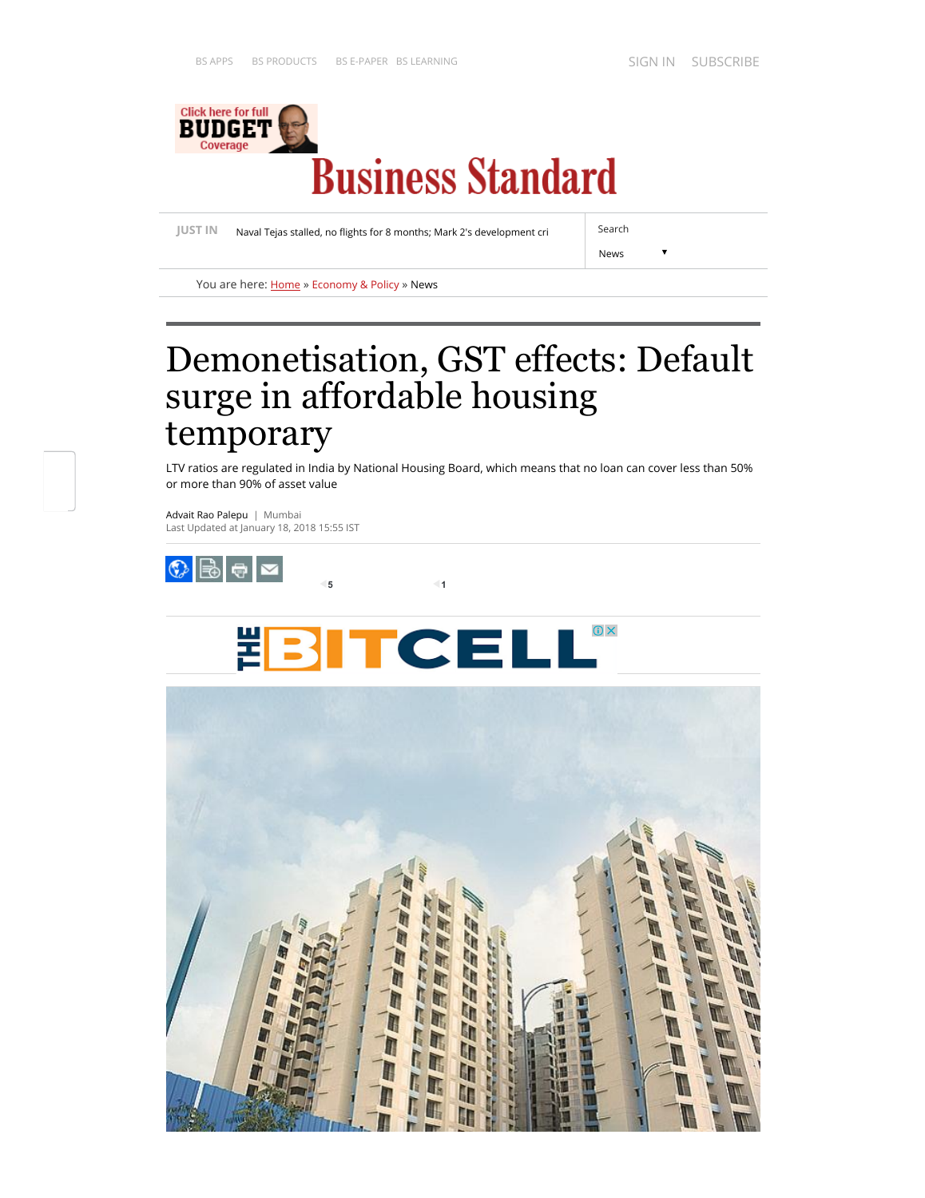# Demonetisation, GST effects: Default surge in affordable housing temporary

LTV ratios are regulated in India by National Housing Board, which means that no loan can cover less than 50% or more than 90% of asset value

Advait Rao Palepu | Mumbai
Last Updated at January 18, 2018 15:55 IST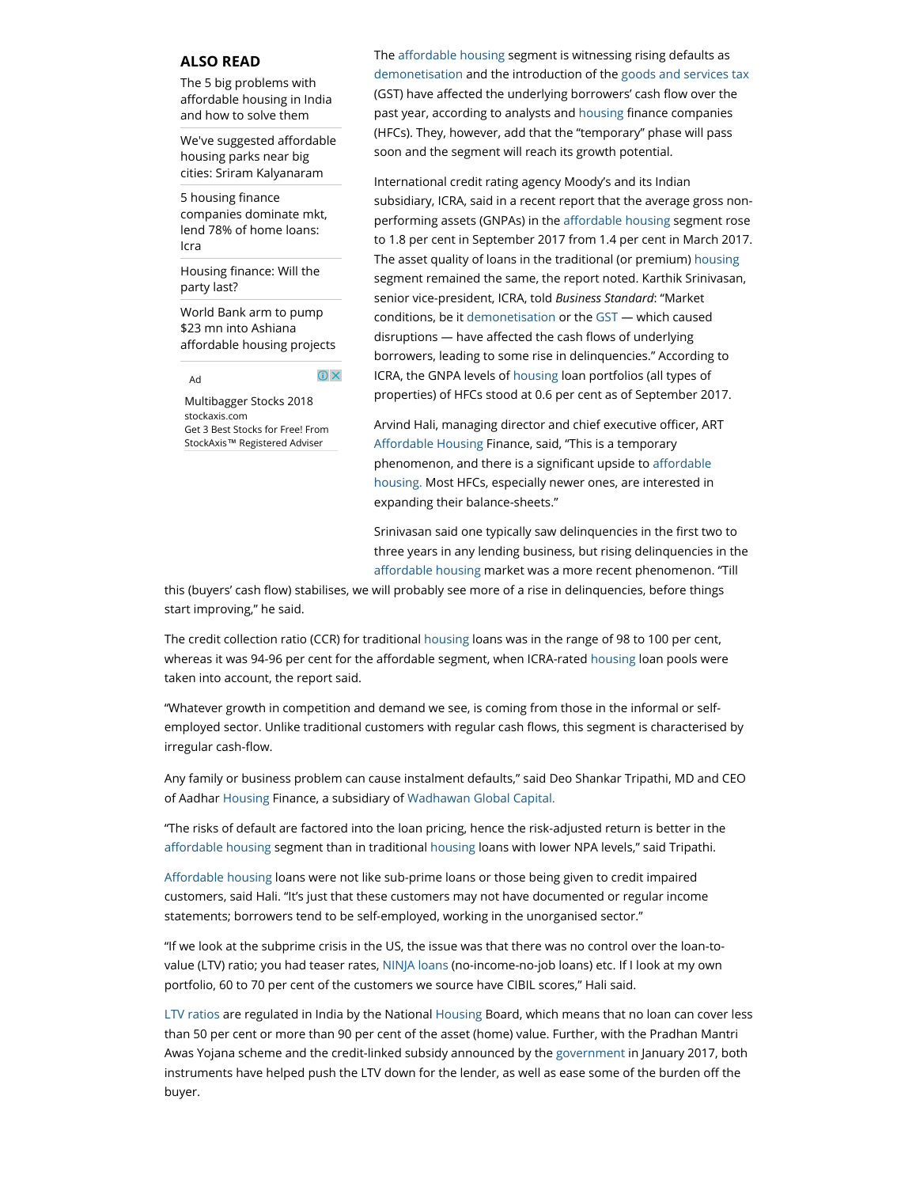## ALSO READ

The 5 big problems with affordable housing in India and how to solve them

We've suggested affordable housing parks near big cities: Sriram Kalyanaram

5 housing finance companies dominate mkt, lend 78% of home loans: Icra

Housing finance: Will the party last?

World Bank arm to pump $23 mn into Ashiana affordable housing projects

Ad

Multibagger Stocks 2018
stockaxis.com
Get 3 Best Stocks for Free! From StockAxis™ Registered Adviser

The affordable housing segment is witnessing rising defaults as demonetisation and the introduction of the goods and services tax (GST) have affected the underlying borrowers' cash flow over the past year, according to analysts and housing finance companies (HFCs). They, however, add that the "temporary" phase will pass soon and the segment will reach its growth potential.

International credit rating agency Moody's and its Indian subsidiary, ICRA, said in a recent report that the average gross non-performing assets (GNPAs) in the affordable housing segment rose to 1.8 per cent in September 2017 from 1.4 per cent in March 2017. The asset quality of loans in the traditional (or premium) housing segment remained the same, the report noted. Karthik Srinivasan, senior vice-president, ICRA, told *Business Standard*: "Market conditions, be it demonetisation or the GST — which caused disruptions — have affected the cash flows of underlying borrowers, leading to some rise in delinquencies." According to ICRA, the GNPA levels of housing loan portfolios (all types of properties) of HFCs stood at 0.6 per cent as of September 2017.

Arvind Hali, managing director and chief executive officer, ART Affordable Housing Finance, said, "This is a temporary phenomenon, and there is a significant upside to affordable housing. Most HFCs, especially newer ones, are interested in expanding their balance-sheets."

Srinivasan said one typically saw delinquencies in the first two to three years in any lending business, but rising delinquencies in the affordable housing market was a more recent phenomenon. "Till this (buyers' cash flow) stabilises, we will probably see more of a rise in delinquencies, before things start improving," he said.

The credit collection ratio (CCR) for traditional housing loans was in the range of 98 to 100 per cent, whereas it was 94-96 per cent for the affordable segment, when ICRA-rated housing loan pools were taken into account, the report said.

"Whatever growth in competition and demand we see, is coming from those in the informal or self-employed sector. Unlike traditional customers with regular cash flows, this segment is characterised by irregular cash-flow.

Any family or business problem can cause instalment defaults," said Deo Shankar Tripathi, MD and CEO of Aadhar Housing Finance, a subsidiary of Wadhawan Global Capital.

"The risks of default are factored into the loan pricing, hence the risk-adjusted return is better in the affordable housing segment than in traditional housing loans with lower NPA levels," said Tripathi.

Affordable housing loans were not like sub-prime loans or those being given to credit impaired customers, said Hali. "It's just that these customers may not have documented or regular income statements; borrowers tend to be self-employed, working in the unorganised sector."

"If we look at the subprime crisis in the US, the issue was that there was no control over the loan-to-value (LTV) ratio; you had teaser rates, NINJA loans (no-income-no-job loans) etc. If I look at my own portfolio, 60 to 70 per cent of the customers we source have CIBIL scores," Hali said.

LTV ratios are regulated in India by the National Housing Board, which means that no loan can cover less than 50 per cent or more than 90 per cent of the asset (home) value. Further, with the Pradhan Mantri Awas Yojana scheme and the credit-linked subsidy announced by the government in January 2017, both instruments have helped push the LTV down for the lender, as well as ease some of the burden off the buyer.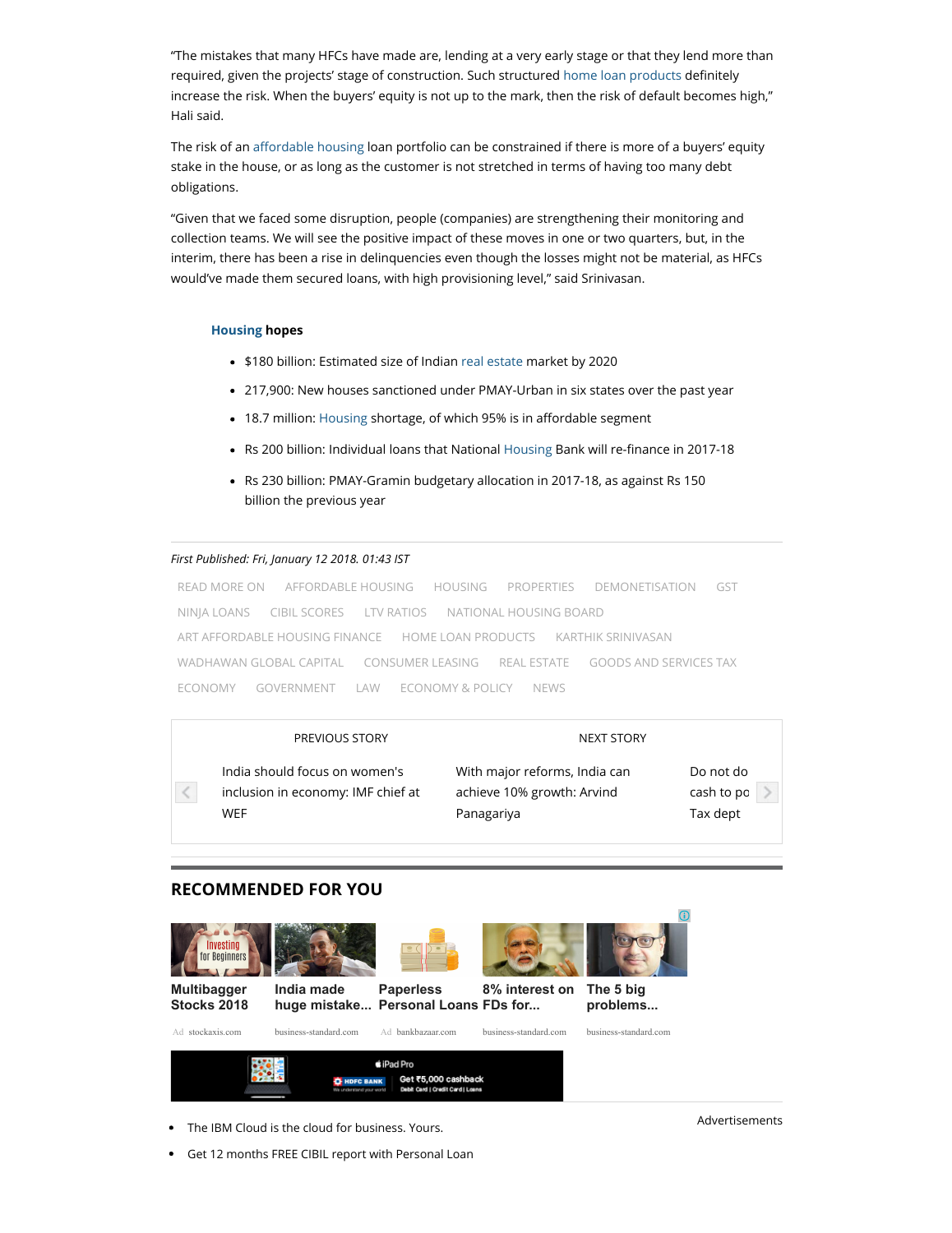"The mistakes that many HFCs have made are, lending at a very early stage or that they lend more than required, given the projects' stage of construction. Such structured home loan products definitely increase the risk. When the buyers' equity is not up to the mark, then the risk of default becomes high," Hali said.

The risk of an affordable housing loan portfolio can be constrained if there is more of a buyers' equity stake in the house, or as long as the customer is not stretched in terms of having too many debt obligations.

"Given that we faced some disruption, people (companies) are strengthening their monitoring and collection teams. We will see the positive impact of these moves in one or two quarters, but, in the interim, there has been a rise in delinquencies even though the losses might not be material, as HFCs would've made them secured loans, with high provisioning level," said Srinivasan.

**Housing hopes**

- $180 billion: Estimated size of Indian real estate market by 2020
- 217,900: New houses sanctioned under PMAY-Urban in six states over the past year
- 18.7 million: Housing shortage, of which 95% is in affordable segment
- Rs 200 billion: Individual loans that National Housing Bank will re-finance in 2017-18
- Rs 230 billion: PMAY-Gramin budgetary allocation in 2017-18, as against Rs 150 billion the previous year

*First Published: Fri, January 12 2018. 01:43 IST*

READ MORE ON AFFORDABLE HOUSING HOUSING PROPERTIES DEMONETISATION GST NINJA LOANS CIBIL SCORES LTV RATIOS NATIONAL HOUSING BOARD ART AFFORDABLE HOUSING FINANCE HOME LOAN PRODUCTS KARTHIK SRINIVASAN WADHAWAN GLOBAL CAPITAL CONSUMER LEASING REAL ESTATE GOODS AND SERVICES TAX ECONOMY GOVERNMENT LAW ECONOMY & POLICY NEWS

PREVIOUS STORY: India should focus on women's inclusion in economy: IMF chief at WEF

NEXT STORY: With major reforms, India can achieve 10% growth: Arvind Panagariya

Do not do cash to po Tax dept

## RECOMMENDED FOR YOU

Multibagger Stocks 2018 — Ad stockaxis.com

India made huge mistake... — business-standard.com

Paperless Personal Loans — Ad bankbazaar.com

8% interest on FDs for... — business-standard.com

The 5 big problems... — business-standard.com

Advertisements

- The IBM Cloud is the cloud for business. Yours.
- Get 12 months FREE CIBIL report with Personal Loan